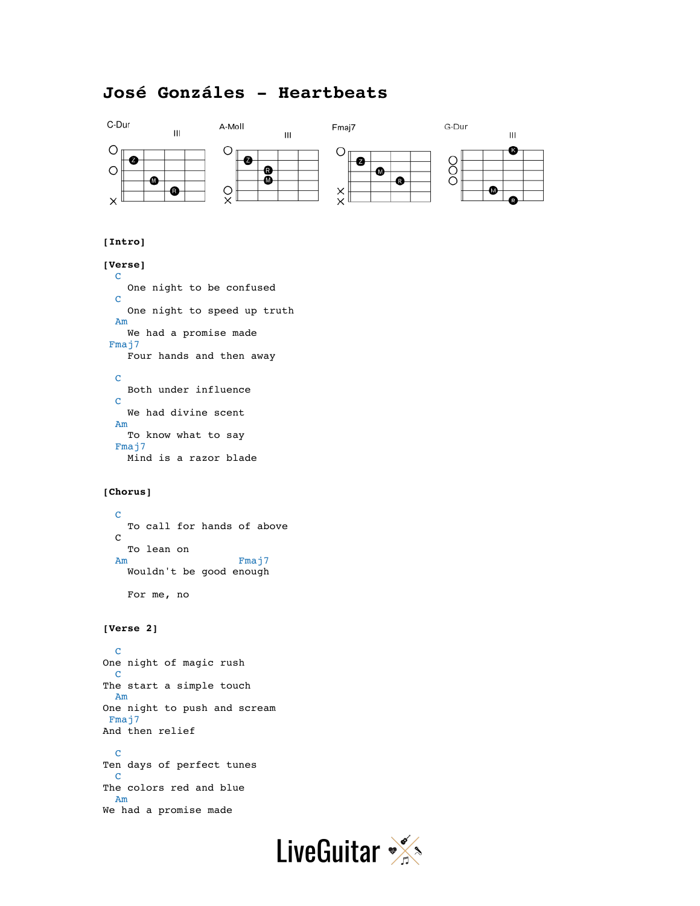# José Gonzáles - Heartbeats

C-Dur A-Moll Fmaj7 G-Dur

**[Intro]**

**[Verse]**

```
  C
    One night to be confused
  C
    One night to speed up truth
  Am
    We had a promise made
Fmaj7
    Four hands and then away

  C
    Both under influence
  C
    We had divine scent
  Am
    To know what to say
  Fmaj7
    Mind is a razor blade
```

**[Chorus]**

```
  C
    To call for hands of above
  C
    To lean on
  Am                  Fmaj7
    Wouldn't be good enough

    For me, no
```

**[Verse 2]**

```
  C
One night of magic rush
  C
The start a simple touch
  Am
One night to push and scream
 Fmaj7
And then relief

  C
Ten days of perfect tunes
  C
The colors red and blue
  Am
We had a promise made
```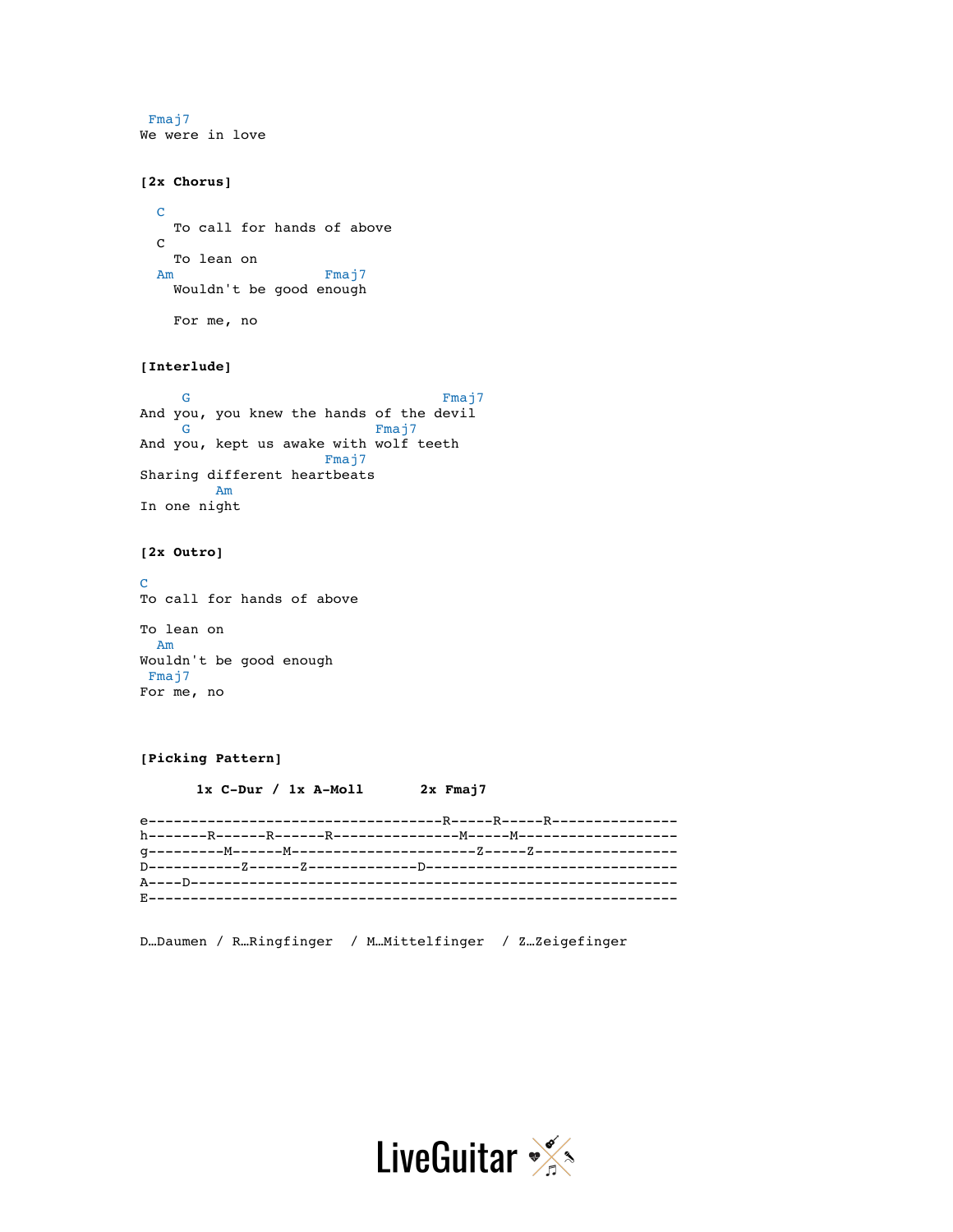```
 Fmaj7
We were in love
```

**[2x Chorus]**

```
  C
    To call for hands of above
  C
    To lean on
  Am                  Fmaj7
    Wouldn't be good enough

    For me, no
```

**[Interlude]**

```
     G                             Fmaj7
And you, you knew the hands of the devil
     G                     Fmaj7
And you, kept us awake with wolf teeth
                      Fmaj7
Sharing different heartbeats
         Am
In one night
```

**[2x Outro]**

```
C
To call for hands of above

To lean on
  Am
Wouldn't be good enough
 Fmaj7
For me, no
```

**[Picking Pattern]**

```
      1x C-Dur / 1x A-Moll      2x Fmaj7

e------------------------------------R-----R-----R---------------
h-------R------R------R---------------M-----M-------------------
g---------M------M----------------------Z-----Z-----------------
D-----------Z------Z-------------D------------------------------
A----D----------------------------------------------------------
E---------------------------------------------------------------
```

D…Daumen / R…Ringfinger / M…Mittelfinger / Z…Zeigefinger